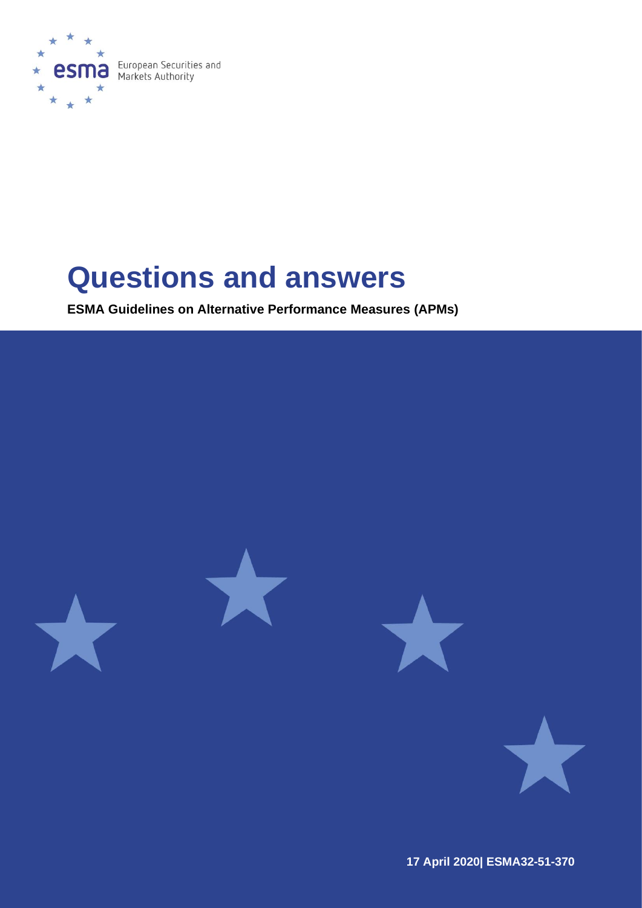European Securities and Markets Authority

# Questions and answers

**ESMA Guidelines on Alternative Performance Measures (APMs)**

**17 April 2020| ESMA32-51-370**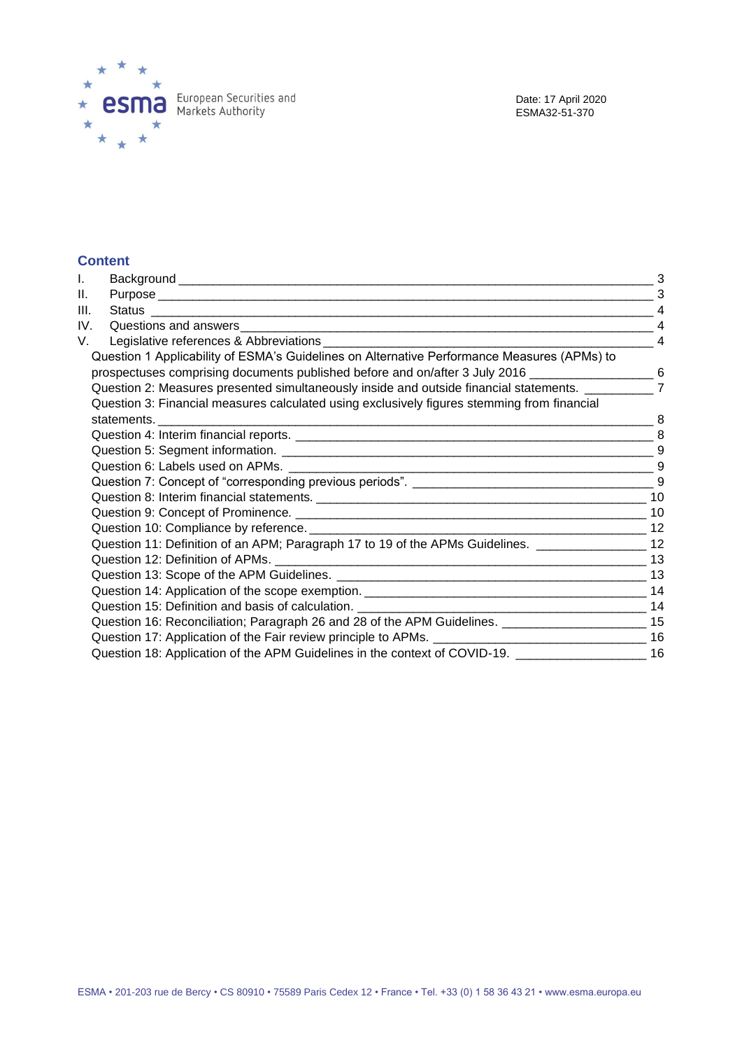Date: 17 April 2020
ESMA32-51-370

## Content

I. Background 3
II. Purpose 3
III. Status 4
IV. Questions and answers 4
V. Legislative references & Abbreviations 4

- Question 1 Applicability of ESMA's Guidelines on Alternative Performance Measures (APMs) to prospectuses comprising documents published before and on/after 3 July 2016 6
- Question 2: Measures presented simultaneously inside and outside financial statements. 7
- Question 3: Financial measures calculated using exclusively figures stemming from financial statements. 8
- Question 4: Interim financial reports. 8
- Question 5: Segment information. 9
- Question 6: Labels used on APMs. 9
- Question 7: Concept of "corresponding previous periods". 9
- Question 8: Interim financial statements. 10
- Question 9: Concept of Prominence. 10
- Question 10: Compliance by reference. 12
- Question 11: Definition of an APM; Paragraph 17 to 19 of the APMs Guidelines. 12
- Question 12: Definition of APMs. 13
- Question 13: Scope of the APM Guidelines. 13
- Question 14: Application of the scope exemption. 14
- Question 15: Definition and basis of calculation. 14
- Question 16: Reconciliation; Paragraph 26 and 28 of the APM Guidelines. 15
- Question 17: Application of the Fair review principle to APMs. 16
- Question 18: Application of the APM Guidelines in the context of COVID-19. 16

ESMA • 201-203 rue de Bercy • CS 80910 • 75589 Paris Cedex 12 • France • Tel. +33 (0) 1 58 36 43 21 • www.esma.europa.eu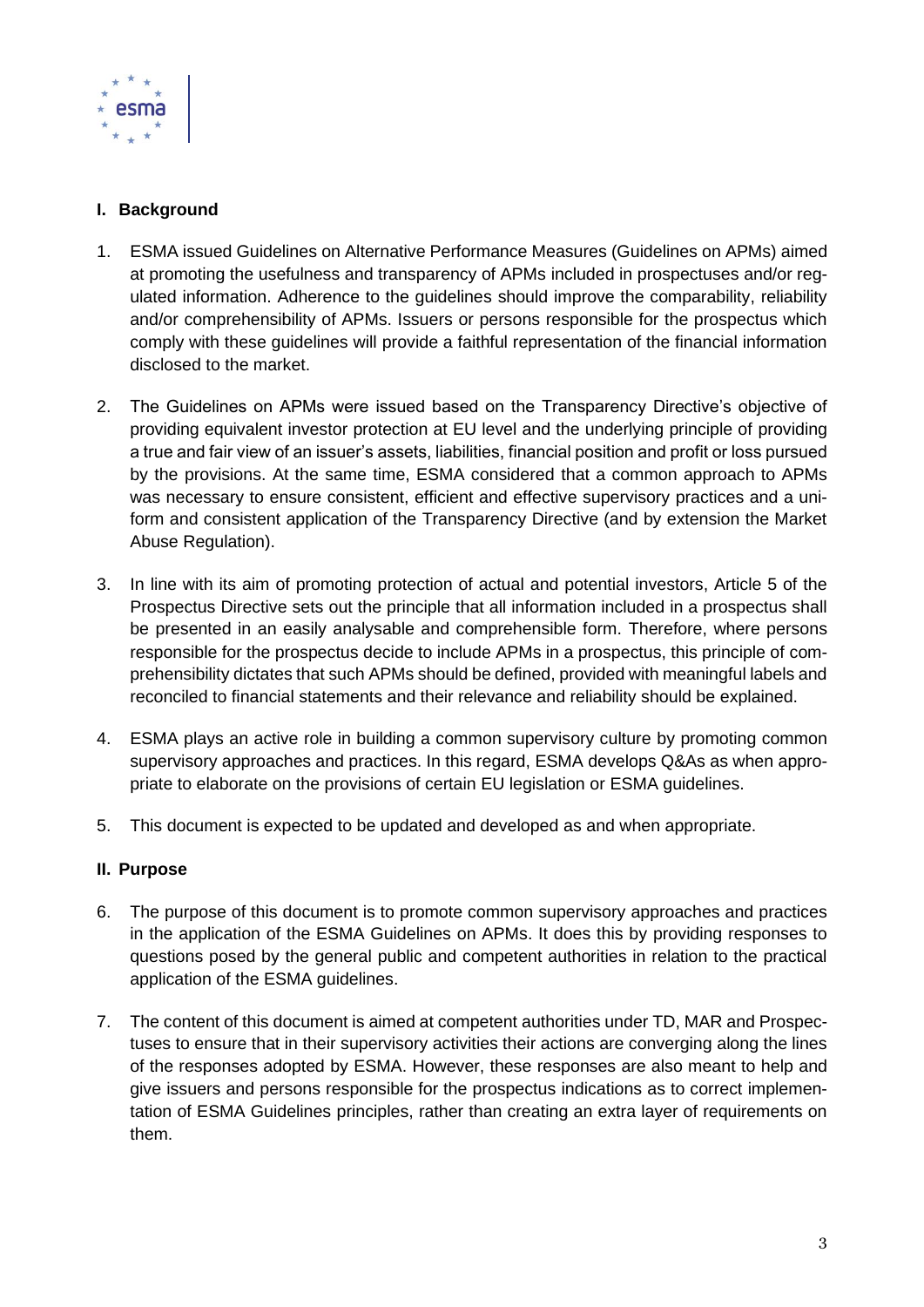## I. Background

1. ESMA issued Guidelines on Alternative Performance Measures (Guidelines on APMs) aimed at promoting the usefulness and transparency of APMs included in prospectuses and/or regulated information. Adherence to the guidelines should improve the comparability, reliability and/or comprehensibility of APMs. Issuers or persons responsible for the prospectus which comply with these guidelines will provide a faithful representation of the financial information disclosed to the market.

2. The Guidelines on APMs were issued based on the Transparency Directive's objective of providing equivalent investor protection at EU level and the underlying principle of providing a true and fair view of an issuer's assets, liabilities, financial position and profit or loss pursued by the provisions. At the same time, ESMA considered that a common approach to APMs was necessary to ensure consistent, efficient and effective supervisory practices and a uniform and consistent application of the Transparency Directive (and by extension the Market Abuse Regulation).

3. In line with its aim of promoting protection of actual and potential investors, Article 5 of the Prospectus Directive sets out the principle that all information included in a prospectus shall be presented in an easily analysable and comprehensible form. Therefore, where persons responsible for the prospectus decide to include APMs in a prospectus, this principle of comprehensibility dictates that such APMs should be defined, provided with meaningful labels and reconciled to financial statements and their relevance and reliability should be explained.

4. ESMA plays an active role in building a common supervisory culture by promoting common supervisory approaches and practices. In this regard, ESMA develops Q&As as when appropriate to elaborate on the provisions of certain EU legislation or ESMA guidelines.

5. This document is expected to be updated and developed as and when appropriate.

## II. Purpose

6. The purpose of this document is to promote common supervisory approaches and practices in the application of the ESMA Guidelines on APMs. It does this by providing responses to questions posed by the general public and competent authorities in relation to the practical application of the ESMA guidelines.

7. The content of this document is aimed at competent authorities under TD, MAR and Prospectuses to ensure that in their supervisory activities their actions are converging along the lines of the responses adopted by ESMA. However, these responses are also meant to help and give issuers and persons responsible for the prospectus indications as to correct implementation of ESMA Guidelines principles, rather than creating an extra layer of requirements on them.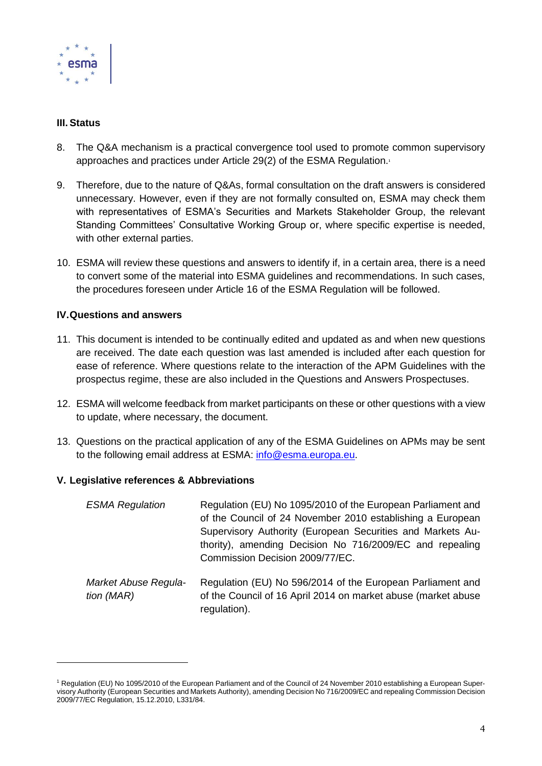## III. Status

8. The Q&A mechanism is a practical convergence tool used to promote common supervisory approaches and practices under Article 29(2) of the ESMA Regulation.[1]

9. Therefore, due to the nature of Q&As, formal consultation on the draft answers is considered unnecessary. However, even if they are not formally consulted on, ESMA may check them with representatives of ESMA's Securities and Markets Stakeholder Group, the relevant Standing Committees' Consultative Working Group or, where specific expertise is needed, with other external parties.

10. ESMA will review these questions and answers to identify if, in a certain area, there is a need to convert some of the material into ESMA guidelines and recommendations. In such cases, the procedures foreseen under Article 16 of the ESMA Regulation will be followed.

## IV. Questions and answers

11. This document is intended to be continually edited and updated as and when new questions are received. The date each question was last amended is included after each question for ease of reference. Where questions relate to the interaction of the APM Guidelines with the prospectus regime, these are also included in the Questions and Answers Prospectuses.

12. ESMA will welcome feedback from market participants on these or other questions with a view to update, where necessary, the document.

13. Questions on the practical application of any of the ESMA Guidelines on APMs may be sent to the following email address at ESMA: info@esma.europa.eu.

## V. Legislative references & Abbreviations

| | |
|---|---|
| *ESMA Regulation* | Regulation (EU) No 1095/2010 of the European Parliament and of the Council of 24 November 2010 establishing a European Supervisory Authority (European Securities and Markets Authority), amending Decision No 716/2009/EC and repealing Commission Decision 2009/77/EC. |
| *Market Abuse Regulation (MAR)* | Regulation (EU) No 596/2014 of the European Parliament and of the Council of 16 April 2014 on market abuse (market abuse regulation). |

[1] Regulation (EU) No 1095/2010 of the European Parliament and of the Council of 24 November 2010 establishing a European Supervisory Authority (European Securities and Markets Authority), amending Decision No 716/2009/EC and repealing Commission Decision 2009/77/EC Regulation, 15.12.2010, L331/84.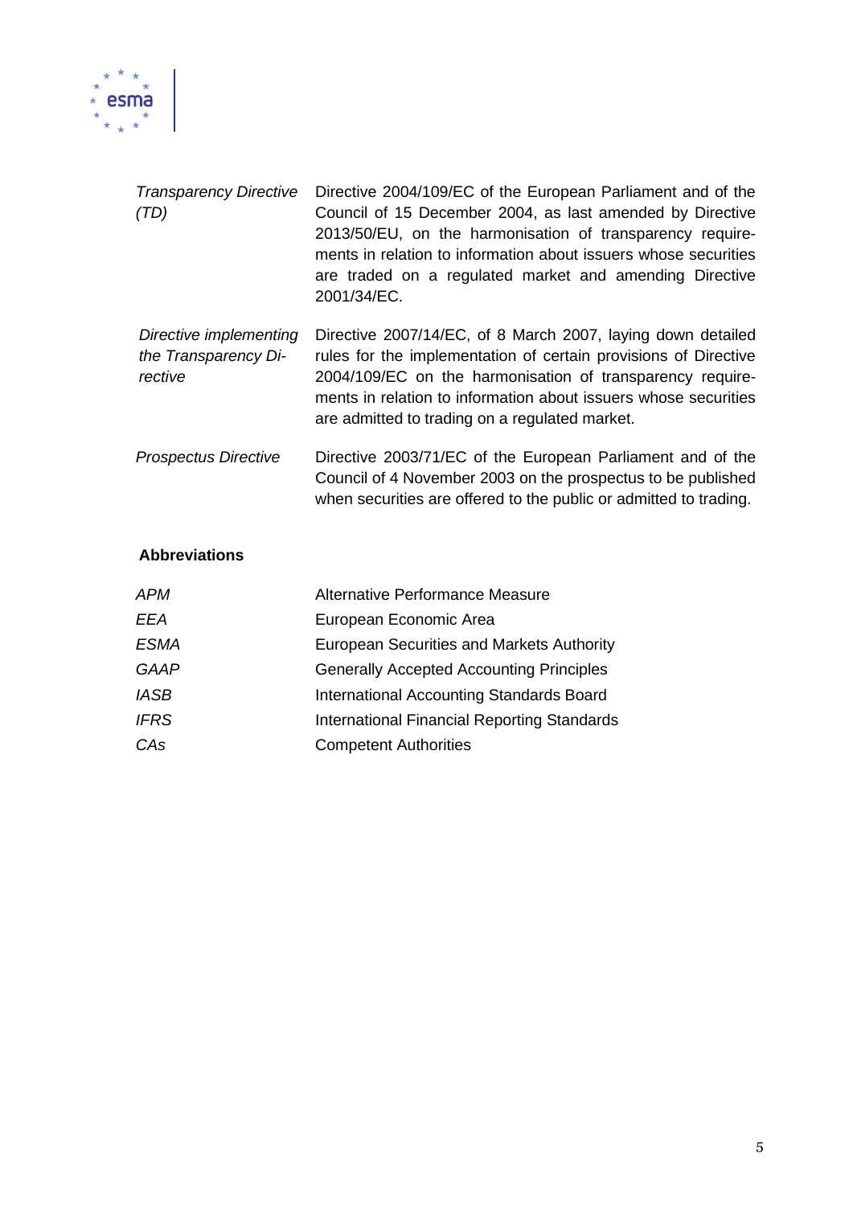| | |
|---|---|
| *Transparency Directive (TD)* | Directive 2004/109/EC of the European Parliament and of the Council of 15 December 2004, as last amended by Directive 2013/50/EU, on the harmonisation of transparency requirements in relation to information about issuers whose securities are traded on a regulated market and amending Directive 2001/34/EC. |
| *Directive implementing the Transparency Directive* | Directive 2007/14/EC, of 8 March 2007, laying down detailed rules for the implementation of certain provisions of Directive 2004/109/EC on the harmonisation of transparency requirements in relation to information about issuers whose securities are admitted to trading on a regulated market. |
| *Prospectus Directive* | Directive 2003/71/EC of the European Parliament and of the Council of 4 November 2003 on the prospectus to be published when securities are offered to the public or admitted to trading. |

**Abbreviations**

| | |
|---|---|
| *APM* | Alternative Performance Measure |
| *EEA* | European Economic Area |
| *ESMA* | European Securities and Markets Authority |
| *GAAP* | Generally Accepted Accounting Principles |
| *IASB* | International Accounting Standards Board |
| *IFRS* | International Financial Reporting Standards |
| *CAs* | Competent Authorities |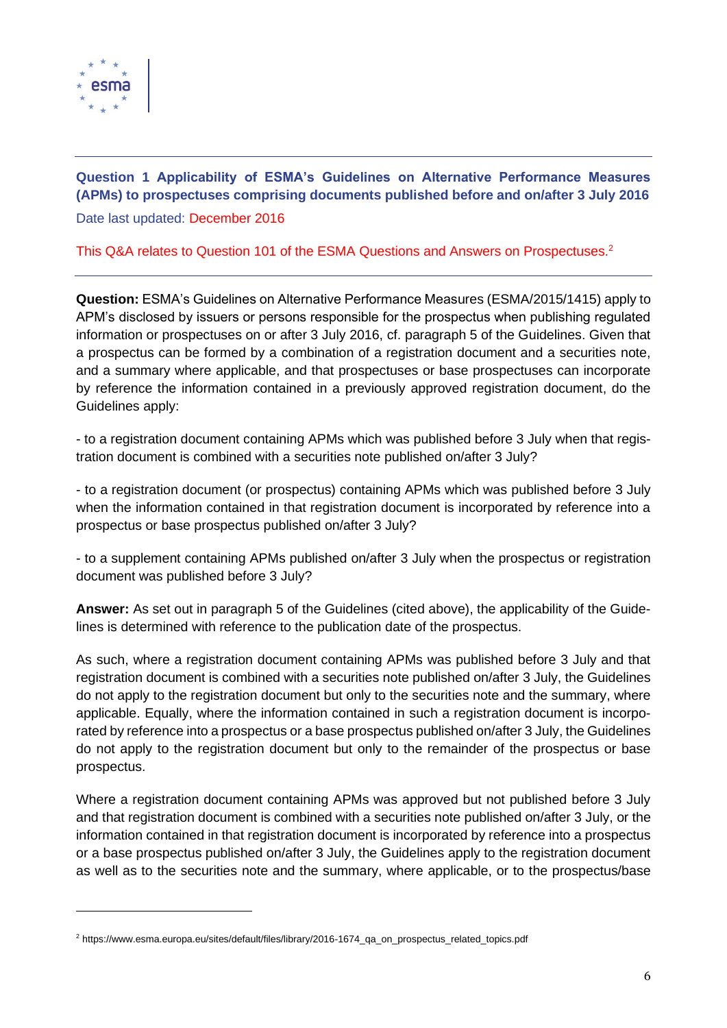## Question 1 Applicability of ESMA's Guidelines on Alternative Performance Measures (APMs) to prospectuses comprising documents published before and on/after 3 July 2016

Date last updated: December 2016

This Q&A relates to Question 101 of the ESMA Questions and Answers on Prospectuses.[2]

---

**Question:** ESMA's Guidelines on Alternative Performance Measures (ESMA/2015/1415) apply to APM's disclosed by issuers or persons responsible for the prospectus when publishing regulated information or prospectuses on or after 3 July 2016, cf. paragraph 5 of the Guidelines. Given that a prospectus can be formed by a combination of a registration document and a securities note, and a summary where applicable, and that prospectuses or base prospectuses can incorporate by reference the information contained in a previously approved registration document, do the Guidelines apply:

- to a registration document containing APMs which was published before 3 July when that registration document is combined with a securities note published on/after 3 July?

- to a registration document (or prospectus) containing APMs which was published before 3 July when the information contained in that registration document is incorporated by reference into a prospectus or base prospectus published on/after 3 July?

- to a supplement containing APMs published on/after 3 July when the prospectus or registration document was published before 3 July?

**Answer:** As set out in paragraph 5 of the Guidelines (cited above), the applicability of the Guidelines is determined with reference to the publication date of the prospectus.

As such, where a registration document containing APMs was published before 3 July and that registration document is combined with a securities note published on/after 3 July, the Guidelines do not apply to the registration document but only to the securities note and the summary, where applicable. Equally, where the information contained in such a registration document is incorporated by reference into a prospectus or a base prospectus published on/after 3 July, the Guidelines do not apply to the registration document but only to the remainder of the prospectus or base prospectus.

Where a registration document containing APMs was approved but not published before 3 July and that registration document is combined with a securities note published on/after 3 July, or the information contained in that registration document is incorporated by reference into a prospectus or a base prospectus published on/after 3 July, the Guidelines apply to the registration document as well as to the securities note and the summary, where applicable, or to the prospectus/base

---

[2] https://www.esma.europa.eu/sites/default/files/library/2016-1674_qa_on_prospectus_related_topics.pdf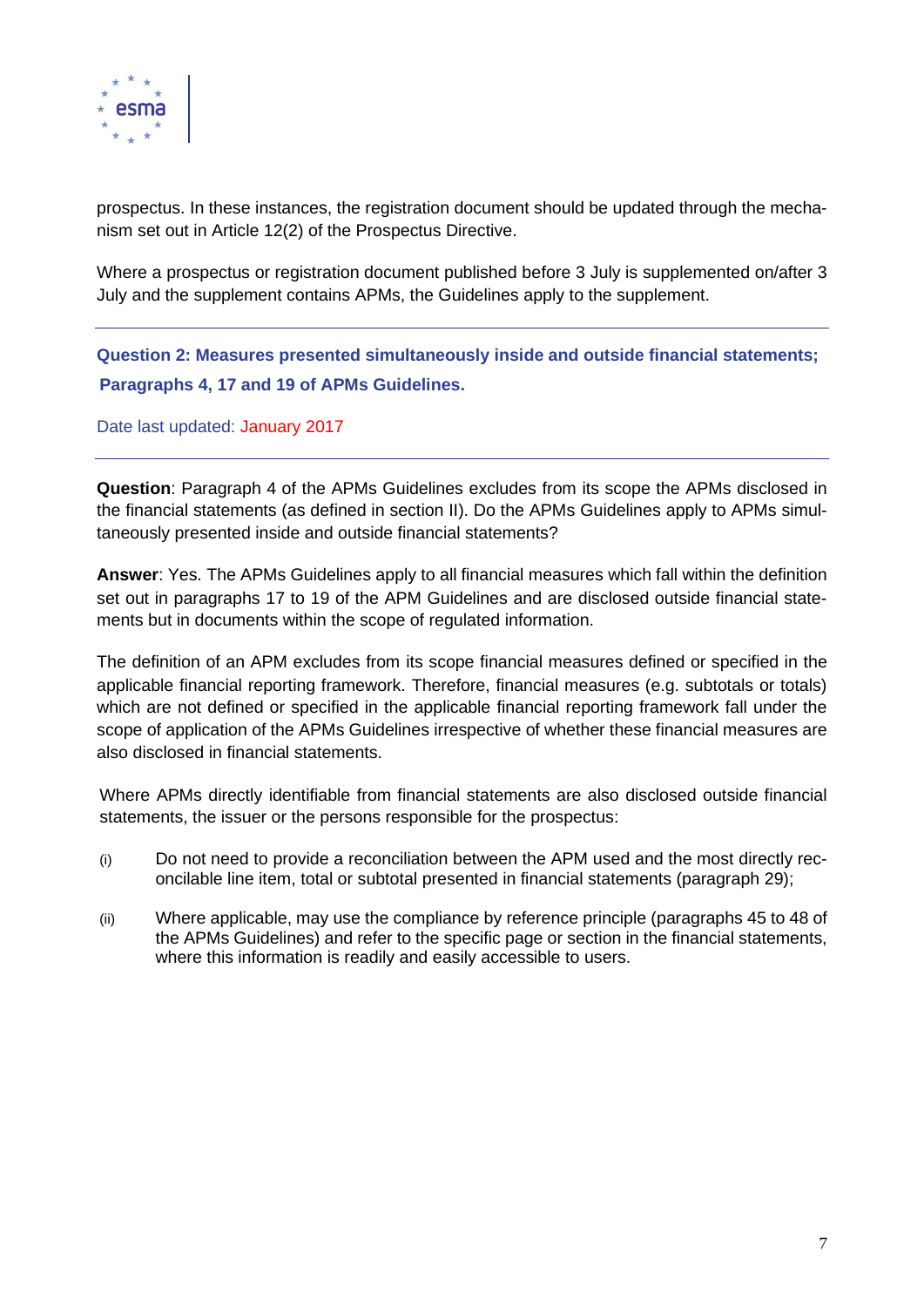prospectus. In these instances, the registration document should be updated through the mechanism set out in Article 12(2) of the Prospectus Directive.

Where a prospectus or registration document published before 3 July is supplemented on/after 3 July and the supplement contains APMs, the Guidelines apply to the supplement.

---

## Question 2: Measures presented simultaneously inside and outside financial statements; Paragraphs 4, 17 and 19 of APMs Guidelines.

Date last updated: January 2017

---

**Question**: Paragraph 4 of the APMs Guidelines excludes from its scope the APMs disclosed in the financial statements (as defined in section II). Do the APMs Guidelines apply to APMs simultaneously presented inside and outside financial statements?

**Answer**: Yes. The APMs Guidelines apply to all financial measures which fall within the definition set out in paragraphs 17 to 19 of the APM Guidelines and are disclosed outside financial statements but in documents within the scope of regulated information.

The definition of an APM excludes from its scope financial measures defined or specified in the applicable financial reporting framework. Therefore, financial measures (e.g. subtotals or totals) which are not defined or specified in the applicable financial reporting framework fall under the scope of application of the APMs Guidelines irrespective of whether these financial measures are also disclosed in financial statements.

Where APMs directly identifiable from financial statements are also disclosed outside financial statements, the issuer or the persons responsible for the prospectus:

(i) Do not need to provide a reconciliation between the APM used and the most directly reconcilable line item, total or subtotal presented in financial statements (paragraph 29);

(ii) Where applicable, may use the compliance by reference principle (paragraphs 45 to 48 of the APMs Guidelines) and refer to the specific page or section in the financial statements, where this information is readily and easily accessible to users.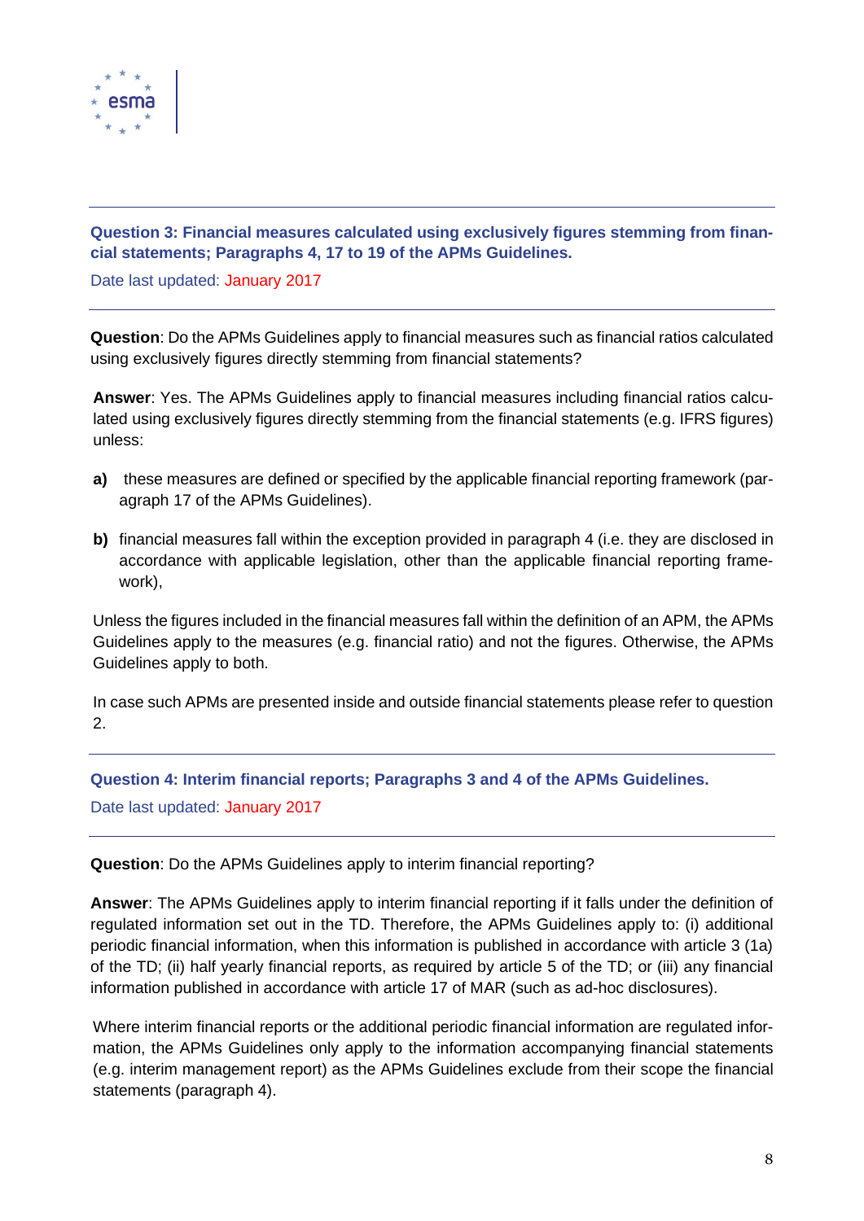### Question 3: Financial measures calculated using exclusively figures stemming from financial statements; Paragraphs 4, 17 to 19 of the APMs Guidelines.

Date last updated: January 2017

**Question**: Do the APMs Guidelines apply to financial measures such as financial ratios calculated using exclusively figures directly stemming from financial statements?

**Answer**: Yes. The APMs Guidelines apply to financial measures including financial ratios calculated using exclusively figures directly stemming from the financial statements (e.g. IFRS figures) unless:

**a)** these measures are defined or specified by the applicable financial reporting framework (paragraph 17 of the APMs Guidelines).

**b)** financial measures fall within the exception provided in paragraph 4 (i.e. they are disclosed in accordance with applicable legislation, other than the applicable financial reporting framework),

Unless the figures included in the financial measures fall within the definition of an APM, the APMs Guidelines apply to the measures (e.g. financial ratio) and not the figures. Otherwise, the APMs Guidelines apply to both.

In case such APMs are presented inside and outside financial statements please refer to question 2.

### Question 4: Interim financial reports; Paragraphs 3 and 4 of the APMs Guidelines.

Date last updated: January 2017

**Question**: Do the APMs Guidelines apply to interim financial reporting?

**Answer**: The APMs Guidelines apply to interim financial reporting if it falls under the definition of regulated information set out in the TD. Therefore, the APMs Guidelines apply to: (i) additional periodic financial information, when this information is published in accordance with article 3 (1a) of the TD; (ii) half yearly financial reports, as required by article 5 of the TD; or (iii) any financial information published in accordance with article 17 of MAR (such as ad-hoc disclosures).

Where interim financial reports or the additional periodic financial information are regulated information, the APMs Guidelines only apply to the information accompanying financial statements (e.g. interim management report) as the APMs Guidelines exclude from their scope the financial statements (paragraph 4).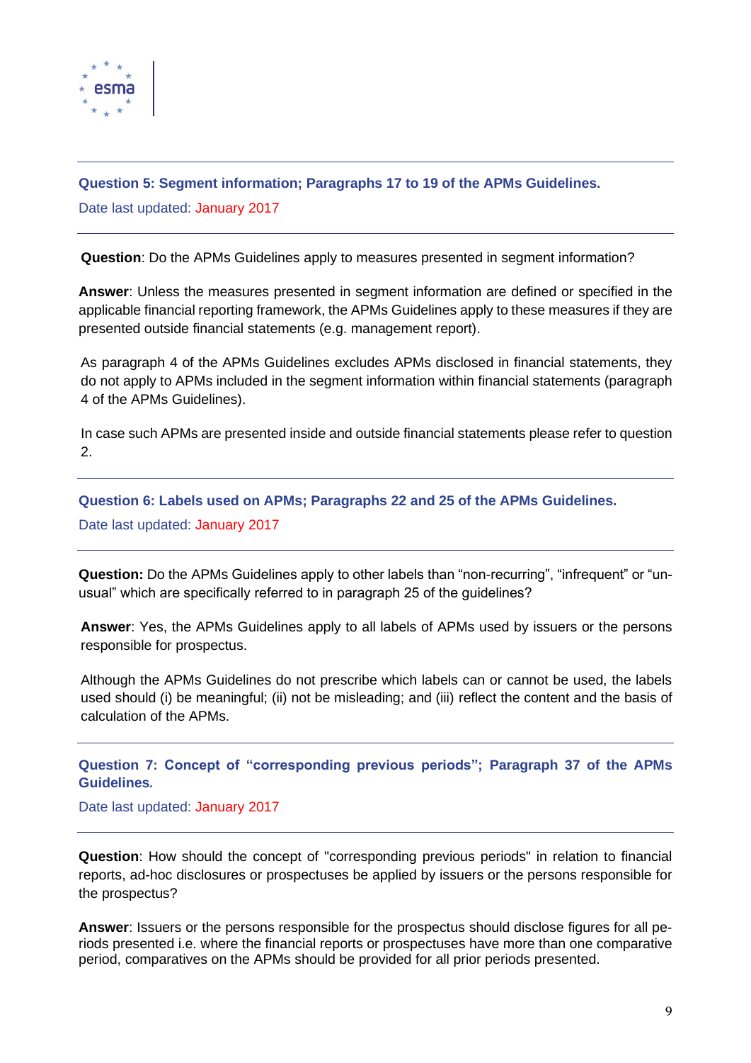### Question 5: Segment information; Paragraphs 17 to 19 of the APMs Guidelines.

Date last updated: January 2017

**Question**: Do the APMs Guidelines apply to measures presented in segment information?

**Answer**: Unless the measures presented in segment information are defined or specified in the applicable financial reporting framework, the APMs Guidelines apply to these measures if they are presented outside financial statements (e.g. management report).

As paragraph 4 of the APMs Guidelines excludes APMs disclosed in financial statements, they do not apply to APMs included in the segment information within financial statements (paragraph 4 of the APMs Guidelines).

In case such APMs are presented inside and outside financial statements please refer to question 2.

### Question 6: Labels used on APMs; Paragraphs 22 and 25 of the APMs Guidelines.

Date last updated: January 2017

**Question:** Do the APMs Guidelines apply to other labels than “non-recurring”, “infrequent” or “unusual” which are specifically referred to in paragraph 25 of the guidelines?

**Answer**: Yes, the APMs Guidelines apply to all labels of APMs used by issuers or the persons responsible for prospectus.

Although the APMs Guidelines do not prescribe which labels can or cannot be used, the labels used should (i) be meaningful; (ii) not be misleading; and (iii) reflect the content and the basis of calculation of the APMs.

### Question 7: Concept of “corresponding previous periods”; Paragraph 37 of the APMs Guidelines.

Date last updated: January 2017

**Question**: How should the concept of "corresponding previous periods" in relation to financial reports, ad-hoc disclosures or prospectuses be applied by issuers or the persons responsible for the prospectus?

**Answer**: Issuers or the persons responsible for the prospectus should disclose figures for all periods presented i.e. where the financial reports or prospectuses have more than one comparative period, comparatives on the APMs should be provided for all prior periods presented.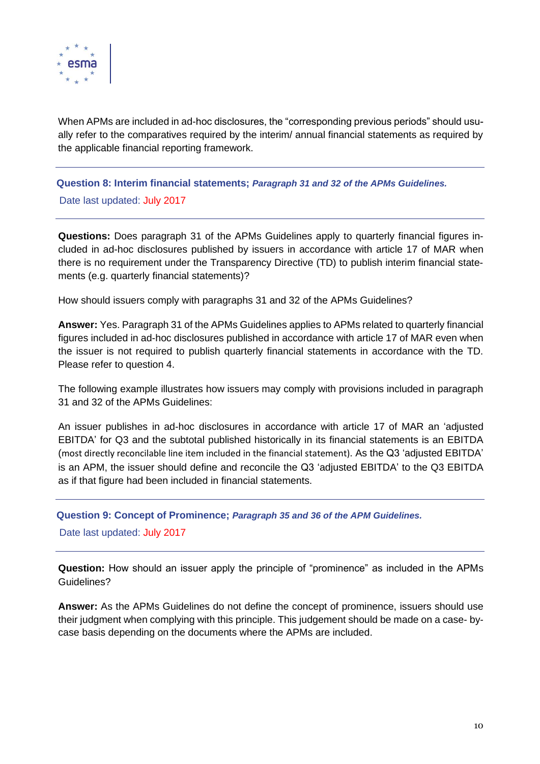When APMs are included in ad-hoc disclosures, the “corresponding previous periods” should usually refer to the comparatives required by the interim/ annual financial statements as required by the applicable financial reporting framework.

---

### Question 8: Interim financial statements; *Paragraph 31 and 32 of the APMs Guidelines.*

Date last updated: July 2017

---

**Questions:** Does paragraph 31 of the APMs Guidelines apply to quarterly financial figures included in ad-hoc disclosures published by issuers in accordance with article 17 of MAR when there is no requirement under the Transparency Directive (TD) to publish interim financial statements (e.g. quarterly financial statements)?

How should issuers comply with paragraphs 31 and 32 of the APMs Guidelines?

**Answer:** Yes. Paragraph 31 of the APMs Guidelines applies to APMs related to quarterly financial figures included in ad-hoc disclosures published in accordance with article 17 of MAR even when the issuer is not required to publish quarterly financial statements in accordance with the TD. Please refer to question 4.

The following example illustrates how issuers may comply with provisions included in paragraph 31 and 32 of the APMs Guidelines:

An issuer publishes in ad-hoc disclosures in accordance with article 17 of MAR an ‘adjusted EBITDA’ for Q3 and the subtotal published historically in its financial statements is an EBITDA (most directly reconcilable line item included in the financial statement). As the Q3 ‘adjusted EBITDA’ is an APM, the issuer should define and reconcile the Q3 ‘adjusted EBITDA’ to the Q3 EBITDA as if that figure had been included in financial statements.

---

### Question 9: Concept of Prominence; *Paragraph 35 and 36 of the APM Guidelines.*

Date last updated: July 2017

---

**Question:** How should an issuer apply the principle of “prominence” as included in the APMs Guidelines?

**Answer:** As the APMs Guidelines do not define the concept of prominence, issuers should use their judgment when complying with this principle. This judgement should be made on a case- by-case basis depending on the documents where the APMs are included.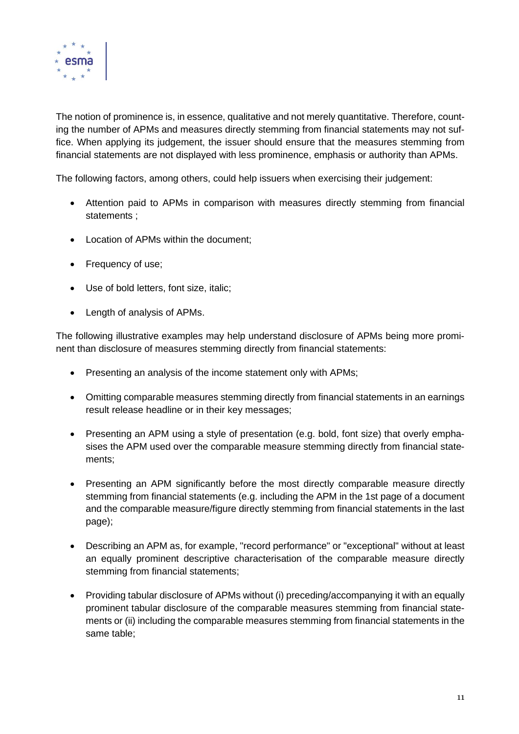The notion of prominence is, in essence, qualitative and not merely quantitative. Therefore, counting the number of APMs and measures directly stemming from financial statements may not suffice. When applying its judgement, the issuer should ensure that the measures stemming from financial statements are not displayed with less prominence, emphasis or authority than APMs.

The following factors, among others, could help issuers when exercising their judgement:

- Attention paid to APMs in comparison with measures directly stemming from financial statements ;
- Location of APMs within the document;
- Frequency of use;
- Use of bold letters, font size, italic;
- Length of analysis of APMs.

The following illustrative examples may help understand disclosure of APMs being more prominent than disclosure of measures stemming directly from financial statements:

- Presenting an analysis of the income statement only with APMs;
- Omitting comparable measures stemming directly from financial statements in an earnings result release headline or in their key messages;
- Presenting an APM using a style of presentation (e.g. bold, font size) that overly emphasises the APM used over the comparable measure stemming directly from financial statements;
- Presenting an APM significantly before the most directly comparable measure directly stemming from financial statements (e.g. including the APM in the 1st page of a document and the comparable measure/figure directly stemming from financial statements in the last page);
- Describing an APM as, for example, "record performance" or "exceptional" without at least an equally prominent descriptive characterisation of the comparable measure directly stemming from financial statements;
- Providing tabular disclosure of APMs without (i) preceding/accompanying it with an equally prominent tabular disclosure of the comparable measures stemming from financial statements or (ii) including the comparable measures stemming from financial statements in the same table;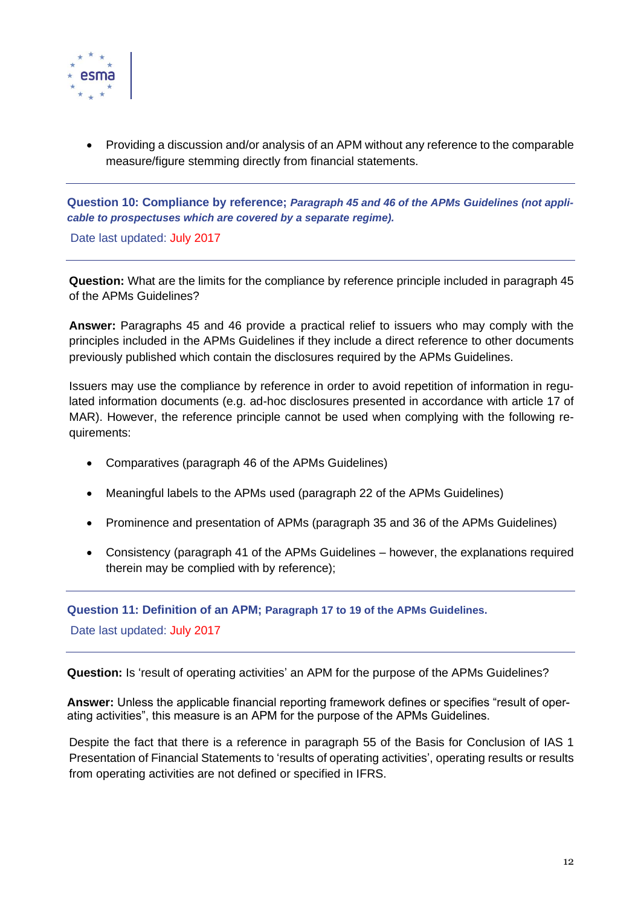- Providing a discussion and/or analysis of an APM without any reference to the comparable measure/figure stemming directly from financial statements.

---

### Question 10: Compliance by reference; *Paragraph 45 and 46 of the APMs Guidelines (not applicable to prospectuses which are covered by a separate regime).*

Date last updated: July 2017

---

**Question:** What are the limits for the compliance by reference principle included in paragraph 45 of the APMs Guidelines?

**Answer:** Paragraphs 45 and 46 provide a practical relief to issuers who may comply with the principles included in the APMs Guidelines if they include a direct reference to other documents previously published which contain the disclosures required by the APMs Guidelines.

Issuers may use the compliance by reference in order to avoid repetition of information in regulated information documents (e.g. ad-hoc disclosures presented in accordance with article 17 of MAR). However, the reference principle cannot be used when complying with the following requirements:

- Comparatives (paragraph 46 of the APMs Guidelines)
- Meaningful labels to the APMs used (paragraph 22 of the APMs Guidelines)
- Prominence and presentation of APMs (paragraph 35 and 36 of the APMs Guidelines)
- Consistency (paragraph 41 of the APMs Guidelines – however, the explanations required therein may be complied with by reference);

---

### Question 11: Definition of an APM; Paragraph 17 to 19 of the APMs Guidelines.

Date last updated: July 2017

---

**Question:** Is 'result of operating activities' an APM for the purpose of the APMs Guidelines?

**Answer:** Unless the applicable financial reporting framework defines or specifies "result of operating activities", this measure is an APM for the purpose of the APMs Guidelines.

Despite the fact that there is a reference in paragraph 55 of the Basis for Conclusion of IAS 1 Presentation of Financial Statements to 'results of operating activities', operating results or results from operating activities are not defined or specified in IFRS.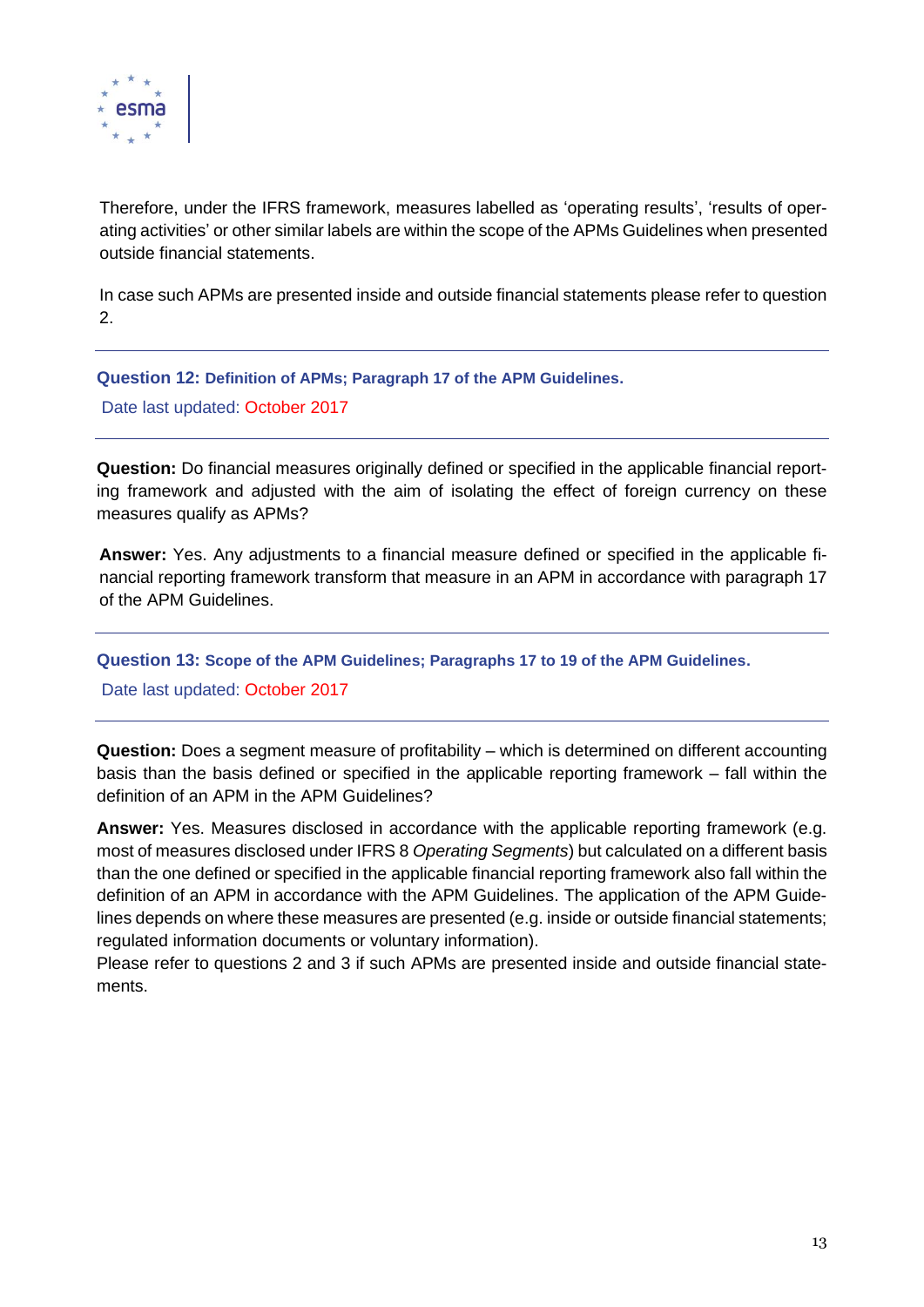Therefore, under the IFRS framework, measures labelled as 'operating results', 'results of operating activities' or other similar labels are within the scope of the APMs Guidelines when presented outside financial statements.

In case such APMs are presented inside and outside financial statements please refer to question 2.

---

### Question 12: Definition of APMs; Paragraph 17 of the APM Guidelines.

Date last updated: October 2017

---

**Question:** Do financial measures originally defined or specified in the applicable financial reporting framework and adjusted with the aim of isolating the effect of foreign currency on these measures qualify as APMs?

**Answer:** Yes. Any adjustments to a financial measure defined or specified in the applicable financial reporting framework transform that measure in an APM in accordance with paragraph 17 of the APM Guidelines.

---

### Question 13: Scope of the APM Guidelines; Paragraphs 17 to 19 of the APM Guidelines.

Date last updated: October 2017

---

**Question:** Does a segment measure of profitability – which is determined on different accounting basis than the basis defined or specified in the applicable reporting framework – fall within the definition of an APM in the APM Guidelines?

**Answer:** Yes. Measures disclosed in accordance with the applicable reporting framework (e.g. most of measures disclosed under IFRS 8 *Operating Segments*) but calculated on a different basis than the one defined or specified in the applicable financial reporting framework also fall within the definition of an APM in accordance with the APM Guidelines. The application of the APM Guidelines depends on where these measures are presented (e.g. inside or outside financial statements; regulated information documents or voluntary information).
Please refer to questions 2 and 3 if such APMs are presented inside and outside financial statements.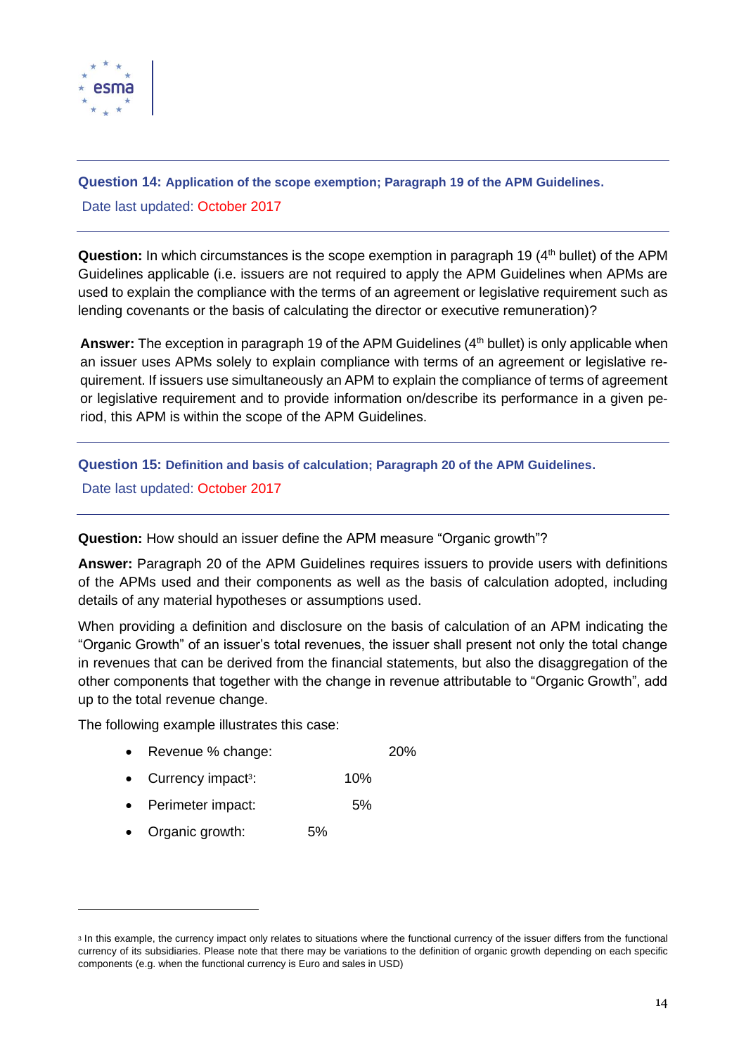**Question 14:** **Application of the scope exemption; Paragraph 19 of the APM Guidelines.**

Date last updated: October 2017

**Question:** In which circumstances is the scope exemption in paragraph 19 (4th bullet) of the APM Guidelines applicable (i.e. issuers are not required to apply the APM Guidelines when APMs are used to explain the compliance with the terms of an agreement or legislative requirement such as lending covenants or the basis of calculating the director or executive remuneration)?

**Answer:** The exception in paragraph 19 of the APM Guidelines (4th bullet) is only applicable when an issuer uses APMs solely to explain compliance with terms of an agreement or legislative requirement. If issuers use simultaneously an APM to explain the compliance of terms of agreement or legislative requirement and to provide information on/describe its performance in a given period, this APM is within the scope of the APM Guidelines.

**Question 15:** **Definition and basis of calculation; Paragraph 20 of the APM Guidelines.**

Date last updated: October 2017

**Question:** How should an issuer define the APM measure “Organic growth”?

**Answer:** Paragraph 20 of the APM Guidelines requires issuers to provide users with definitions of the APMs used and their components as well as the basis of calculation adopted, including details of any material hypotheses or assumptions used.

When providing a definition and disclosure on the basis of calculation of an APM indicating the “Organic Growth” of an issuer’s total revenues, the issuer shall present not only the total change in revenues that can be derived from the financial statements, but also the disaggregation of the other components that together with the change in revenue attributable to “Organic Growth”, add up to the total revenue change.

The following example illustrates this case:

- Revenue % change: 20%
- Currency impact[3]: 10%
- Perimeter impact: 5%
- Organic growth: 5%

[3] In this example, the currency impact only relates to situations where the functional currency of the issuer differs from the functional currency of its subsidiaries. Please note that there may be variations to the definition of organic growth depending on each specific components (e.g. when the functional currency is Euro and sales in USD)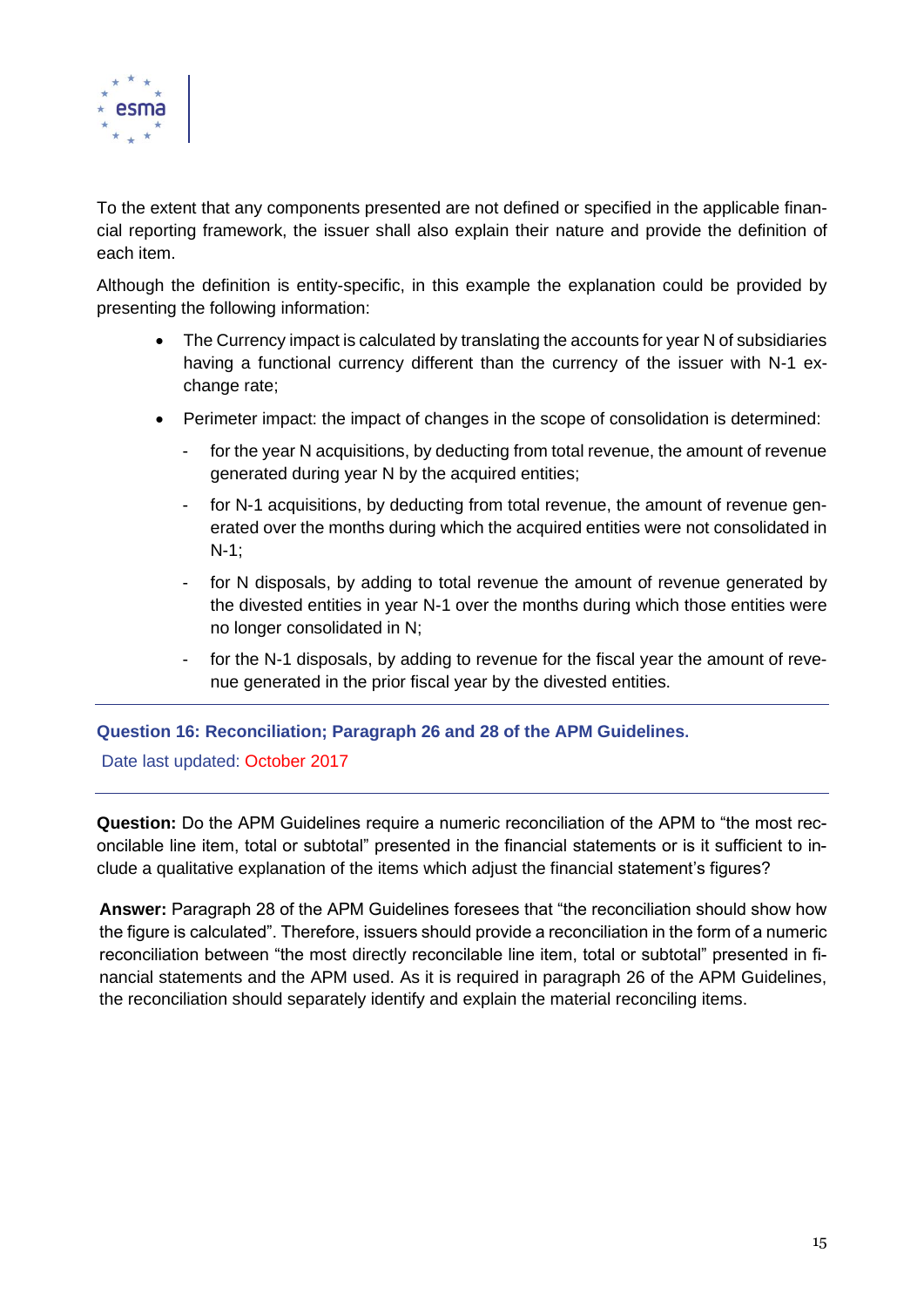To the extent that any components presented are not defined or specified in the applicable financial reporting framework, the issuer shall also explain their nature and provide the definition of each item.

Although the definition is entity-specific, in this example the explanation could be provided by presenting the following information:

- The Currency impact is calculated by translating the accounts for year N of subsidiaries having a functional currency different than the currency of the issuer with N-1 exchange rate;
- Perimeter impact: the impact of changes in the scope of consolidation is determined:
  - for the year N acquisitions, by deducting from total revenue, the amount of revenue generated during year N by the acquired entities;
  - for N-1 acquisitions, by deducting from total revenue, the amount of revenue generated over the months during which the acquired entities were not consolidated in N-1;
  - for N disposals, by adding to total revenue the amount of revenue generated by the divested entities in year N-1 over the months during which those entities were no longer consolidated in N;
  - for the N-1 disposals, by adding to revenue for the fiscal year the amount of revenue generated in the prior fiscal year by the divested entities.

---

### Question 16: Reconciliation; Paragraph 26 and 28 of the APM Guidelines.

Date last updated: October 2017

---

**Question:** Do the APM Guidelines require a numeric reconciliation of the APM to "the most reconcilable line item, total or subtotal" presented in the financial statements or is it sufficient to include a qualitative explanation of the items which adjust the financial statement's figures?

**Answer:** Paragraph 28 of the APM Guidelines foresees that "the reconciliation should show how the figure is calculated". Therefore, issuers should provide a reconciliation in the form of a numeric reconciliation between "the most directly reconcilable line item, total or subtotal" presented in financial statements and the APM used. As it is required in paragraph 26 of the APM Guidelines, the reconciliation should separately identify and explain the material reconciling items.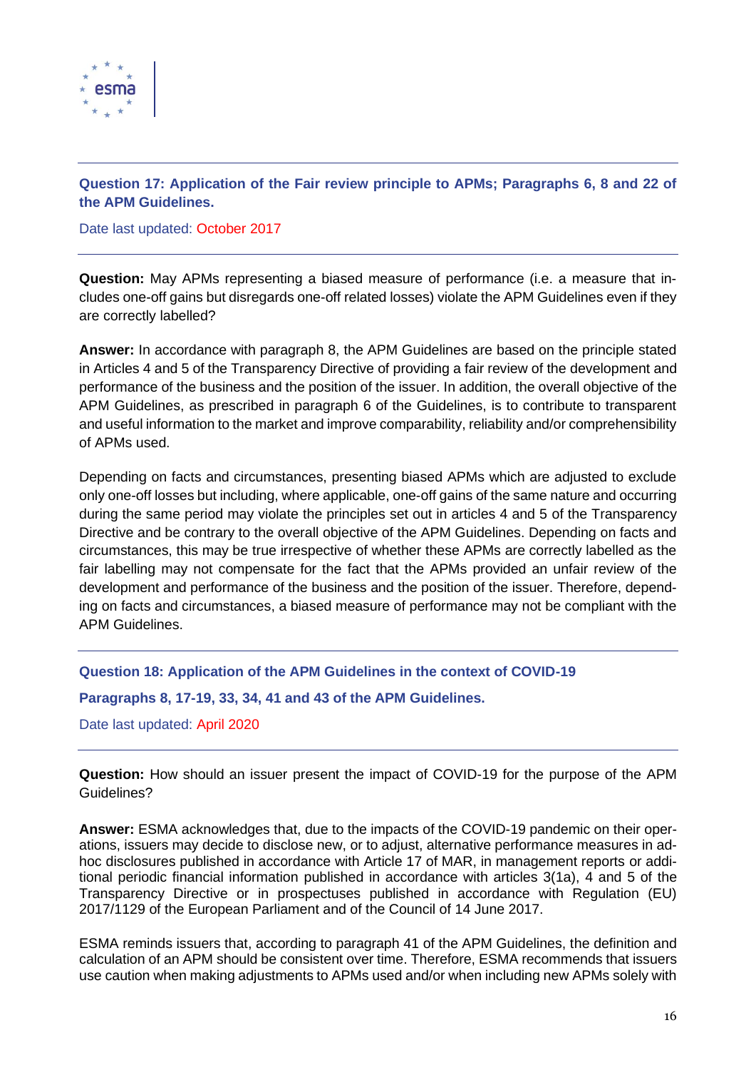**Question 17: Application of the Fair review principle to APMs; Paragraphs 6, 8 and 22 of the APM Guidelines.**

Date last updated: October 2017

---

**Question:** May APMs representing a biased measure of performance (i.e. a measure that includes one-off gains but disregards one-off related losses) violate the APM Guidelines even if they are correctly labelled?

**Answer:** In accordance with paragraph 8, the APM Guidelines are based on the principle stated in Articles 4 and 5 of the Transparency Directive of providing a fair review of the development and performance of the business and the position of the issuer. In addition, the overall objective of the APM Guidelines, as prescribed in paragraph 6 of the Guidelines, is to contribute to transparent and useful information to the market and improve comparability, reliability and/or comprehensibility of APMs used.

Depending on facts and circumstances, presenting biased APMs which are adjusted to exclude only one-off losses but including, where applicable, one-off gains of the same nature and occurring during the same period may violate the principles set out in articles 4 and 5 of the Transparency Directive and be contrary to the overall objective of the APM Guidelines. Depending on facts and circumstances, this may be true irrespective of whether these APMs are correctly labelled as the fair labelling may not compensate for the fact that the APMs provided an unfair review of the development and performance of the business and the position of the issuer. Therefore, depending on facts and circumstances, a biased measure of performance may not be compliant with the APM Guidelines.

---

**Question 18: Application of the APM Guidelines in the context of COVID-19**

**Paragraphs 8, 17-19, 33, 34, 41 and 43 of the APM Guidelines.**

Date last updated: April 2020

---

**Question:** How should an issuer present the impact of COVID-19 for the purpose of the APM Guidelines?

**Answer:** ESMA acknowledges that, due to the impacts of the COVID-19 pandemic on their operations, issuers may decide to disclose new, or to adjust, alternative performance measures in ad-hoc disclosures published in accordance with Article 17 of MAR, in management reports or additional periodic financial information published in accordance with articles 3(1a), 4 and 5 of the Transparency Directive or in prospectuses published in accordance with Regulation (EU) 2017/1129 of the European Parliament and of the Council of 14 June 2017.

ESMA reminds issuers that, according to paragraph 41 of the APM Guidelines, the definition and calculation of an APM should be consistent over time. Therefore, ESMA recommends that issuers use caution when making adjustments to APMs used and/or when including new APMs solely with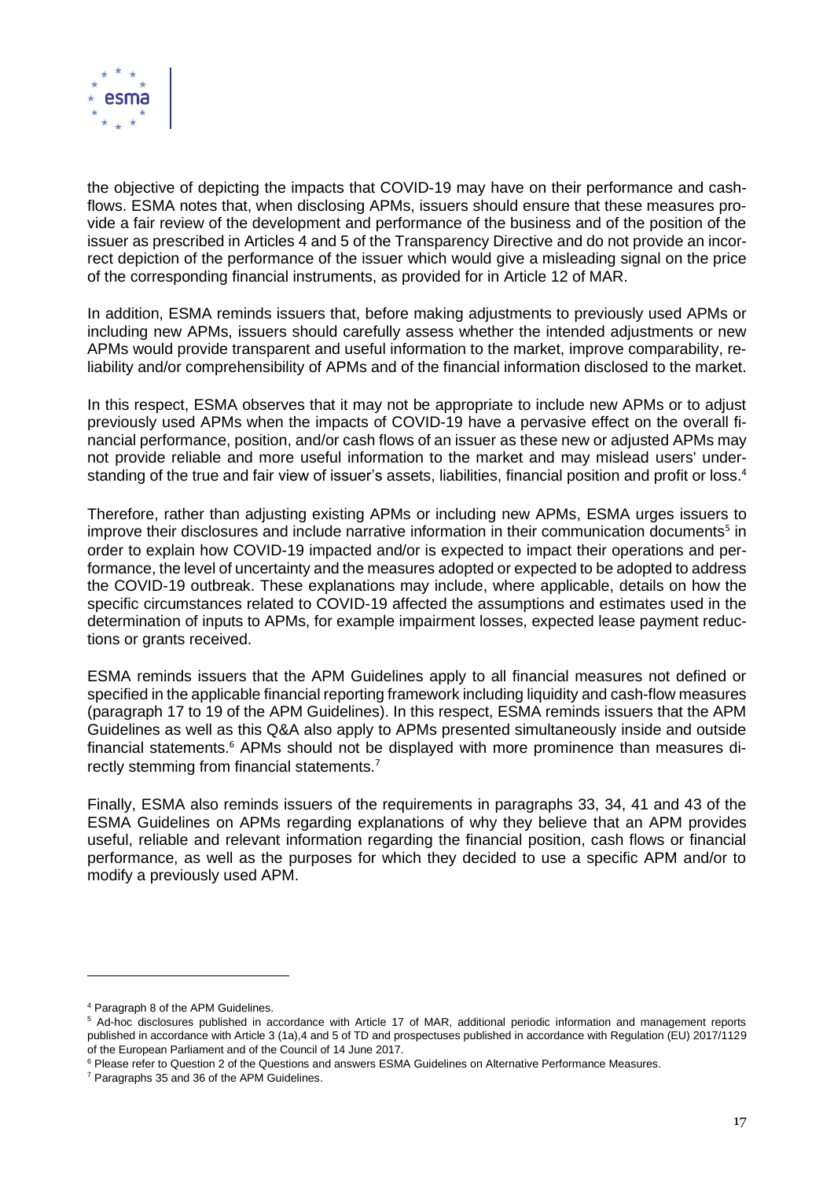the objective of depicting the impacts that COVID-19 may have on their performance and cash-flows. ESMA notes that, when disclosing APMs, issuers should ensure that these measures provide a fair review of the development and performance of the business and of the position of the issuer as prescribed in Articles 4 and 5 of the Transparency Directive and do not provide an incorrect depiction of the performance of the issuer which would give a misleading signal on the price of the corresponding financial instruments, as provided for in Article 12 of MAR.

In addition, ESMA reminds issuers that, before making adjustments to previously used APMs or including new APMs, issuers should carefully assess whether the intended adjustments or new APMs would provide transparent and useful information to the market, improve comparability, reliability and/or comprehensibility of APMs and of the financial information disclosed to the market.

In this respect, ESMA observes that it may not be appropriate to include new APMs or to adjust previously used APMs when the impacts of COVID-19 have a pervasive effect on the overall financial performance, position, and/or cash flows of an issuer as these new or adjusted APMs may not provide reliable and more useful information to the market and may mislead users' understanding of the true and fair view of issuer's assets, liabilities, financial position and profit or loss.[4]

Therefore, rather than adjusting existing APMs or including new APMs, ESMA urges issuers to improve their disclosures and include narrative information in their communication documents[5] in order to explain how COVID-19 impacted and/or is expected to impact their operations and performance, the level of uncertainty and the measures adopted or expected to be adopted to address the COVID-19 outbreak. These explanations may include, where applicable, details on how the specific circumstances related to COVID-19 affected the assumptions and estimates used in the determination of inputs to APMs, for example impairment losses, expected lease payment reductions or grants received.

ESMA reminds issuers that the APM Guidelines apply to all financial measures not defined or specified in the applicable financial reporting framework including liquidity and cash-flow measures (paragraph 17 to 19 of the APM Guidelines). In this respect, ESMA reminds issuers that the APM Guidelines as well as this Q&A also apply to APMs presented simultaneously inside and outside financial statements.[6] APMs should not be displayed with more prominence than measures directly stemming from financial statements.[7]

Finally, ESMA also reminds issuers of the requirements in paragraphs 33, 34, 41 and 43 of the ESMA Guidelines on APMs regarding explanations of why they believe that an APM provides useful, reliable and relevant information regarding the financial position, cash flows or financial performance, as well as the purposes for which they decided to use a specific APM and/or to modify a previously used APM.

---

[4] Paragraph 8 of the APM Guidelines.

[5] Ad-hoc disclosures published in accordance with Article 17 of MAR, additional periodic information and management reports published in accordance with Article 3 (1a),4 and 5 of TD and prospectuses published in accordance with Regulation (EU) 2017/1129 of the European Parliament and of the Council of 14 June 2017.

[6] Please refer to Question 2 of the Questions and answers ESMA Guidelines on Alternative Performance Measures.

[7] Paragraphs 35 and 36 of the APM Guidelines.